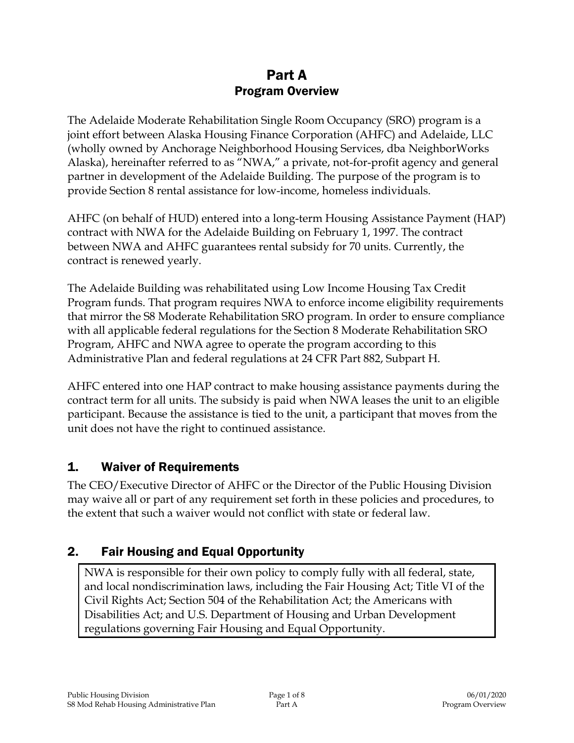# Part A
## Program Overview

The Adelaide Moderate Rehabilitation Single Room Occupancy (SRO) program is a joint effort between Alaska Housing Finance Corporation (AHFC) and Adelaide, LLC (wholly owned by Anchorage Neighborhood Housing Services, dba NeighborWorks Alaska), hereinafter referred to as "NWA," a private, not-for-profit agency and general partner in development of the Adelaide Building. The purpose of the program is to provide Section 8 rental assistance for low-income, homeless individuals.

AHFC (on behalf of HUD) entered into a long-term Housing Assistance Payment (HAP) contract with NWA for the Adelaide Building on February 1, 1997. The contract between NWA and AHFC guarantees rental subsidy for 70 units. Currently, the contract is renewed yearly.

The Adelaide Building was rehabilitated using Low Income Housing Tax Credit Program funds. That program requires NWA to enforce income eligibility requirements that mirror the S8 Moderate Rehabilitation SRO program. In order to ensure compliance with all applicable federal regulations for the Section 8 Moderate Rehabilitation SRO Program, AHFC and NWA agree to operate the program according to this Administrative Plan and federal regulations at 24 CFR Part 882, Subpart H.

AHFC entered into one HAP contract to make housing assistance payments during the contract term for all units. The subsidy is paid when NWA leases the unit to an eligible participant. Because the assistance is tied to the unit, a participant that moves from the unit does not have the right to continued assistance.

## 1. Waiver of Requirements

The CEO/Executive Director of AHFC or the Director of the Public Housing Division may waive all or part of any requirement set forth in these policies and procedures, to the extent that such a waiver would not conflict with state or federal law.

## 2. Fair Housing and Equal Opportunity

NWA is responsible for their own policy to comply fully with all federal, state, and local nondiscrimination laws, including the Fair Housing Act; Title VI of the Civil Rights Act; Section 504 of the Rehabilitation Act; the Americans with Disabilities Act; and U.S. Department of Housing and Urban Development regulations governing Fair Housing and Equal Opportunity.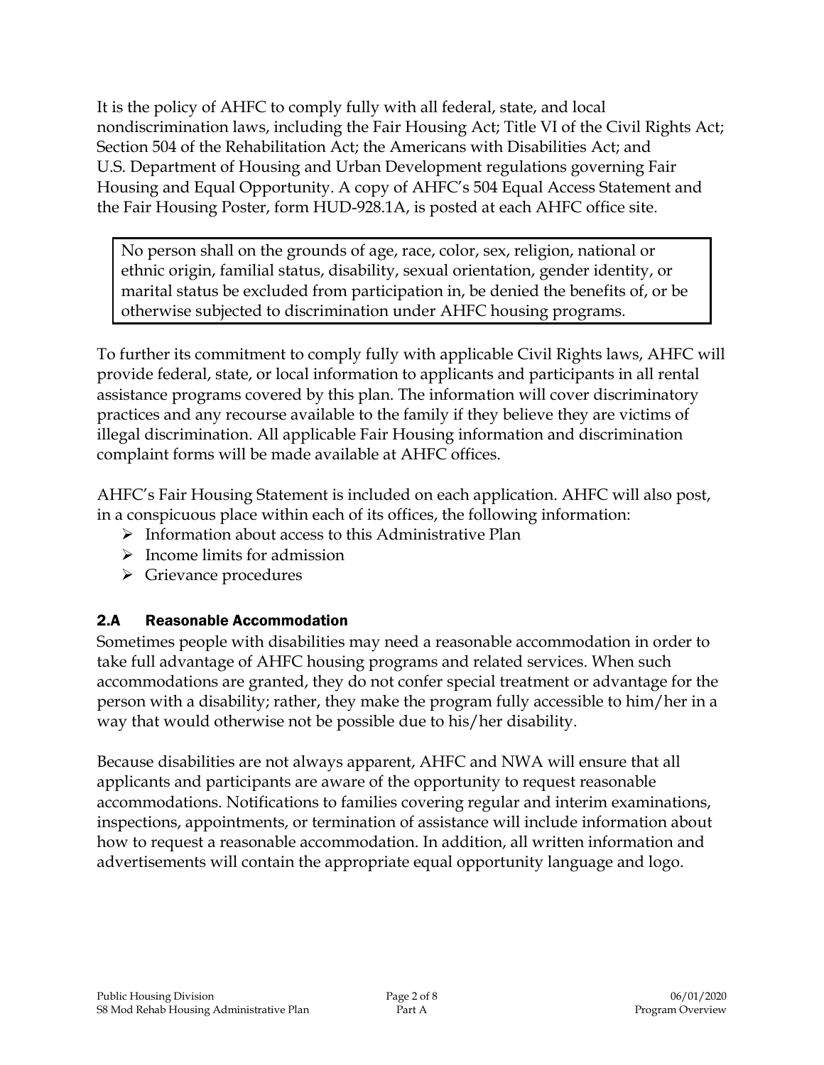It is the policy of AHFC to comply fully with all federal, state, and local nondiscrimination laws, including the Fair Housing Act; Title VI of the Civil Rights Act; Section 504 of the Rehabilitation Act; the Americans with Disabilities Act; and U.S. Department of Housing and Urban Development regulations governing Fair Housing and Equal Opportunity. A copy of AHFC's 504 Equal Access Statement and the Fair Housing Poster, form HUD-928.1A, is posted at each AHFC office site.

> No person shall on the grounds of age, race, color, sex, religion, national or ethnic origin, familial status, disability, sexual orientation, gender identity, or marital status be excluded from participation in, be denied the benefits of, or be otherwise subjected to discrimination under AHFC housing programs.

To further its commitment to comply fully with applicable Civil Rights laws, AHFC will provide federal, state, or local information to applicants and participants in all rental assistance programs covered by this plan. The information will cover discriminatory practices and any recourse available to the family if they believe they are victims of illegal discrimination. All applicable Fair Housing information and discrimination complaint forms will be made available at AHFC offices.

AHFC's Fair Housing Statement is included on each application. AHFC will also post, in a conspicuous place within each of its offices, the following information:

- Information about access to this Administrative Plan
- Income limits for admission
- Grievance procedures

## 2.A Reasonable Accommodation

Sometimes people with disabilities may need a reasonable accommodation in order to take full advantage of AHFC housing programs and related services. When such accommodations are granted, they do not confer special treatment or advantage for the person with a disability; rather, they make the program fully accessible to him/her in a way that would otherwise not be possible due to his/her disability.

Because disabilities are not always apparent, AHFC and NWA will ensure that all applicants and participants are aware of the opportunity to request reasonable accommodations. Notifications to families covering regular and interim examinations, inspections, appointments, or termination of assistance will include information about how to request a reasonable accommodation. In addition, all written information and advertisements will contain the appropriate equal opportunity language and logo.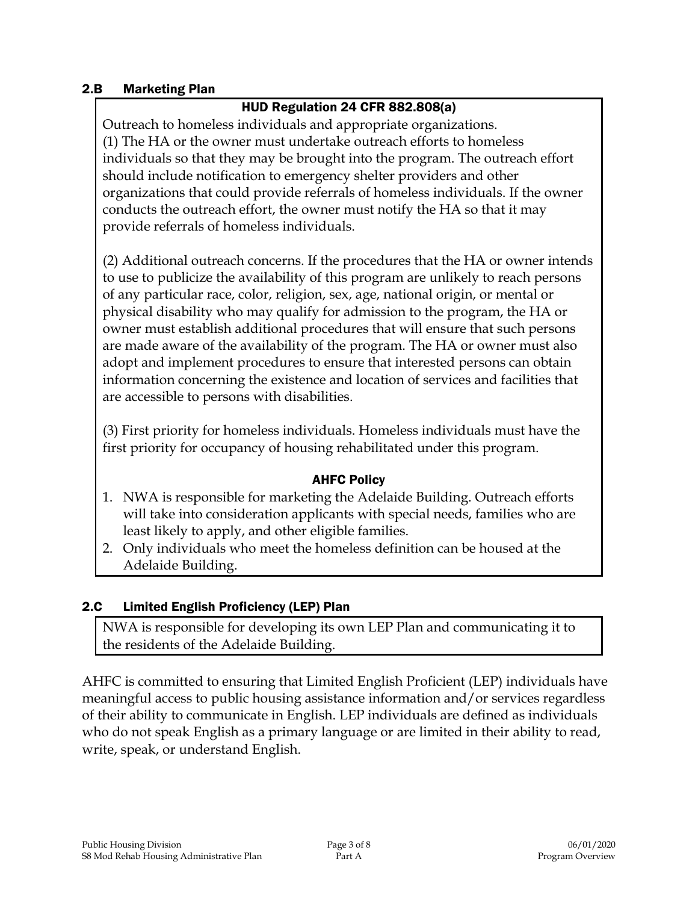## 2.B Marketing Plan

**HUD Regulation 24 CFR 882.808(a)**

Outreach to homeless individuals and appropriate organizations.

(1) The HA or the owner must undertake outreach efforts to homeless individuals so that they may be brought into the program. The outreach effort should include notification to emergency shelter providers and other organizations that could provide referrals of homeless individuals. If the owner conducts the outreach effort, the owner must notify the HA so that it may provide referrals of homeless individuals.

(2) Additional outreach concerns. If the procedures that the HA or owner intends to use to publicize the availability of this program are unlikely to reach persons of any particular race, color, religion, sex, age, national origin, or mental or physical disability who may qualify for admission to the program, the HA or owner must establish additional procedures that will ensure that such persons are made aware of the availability of the program. The HA or owner must also adopt and implement procedures to ensure that interested persons can obtain information concerning the existence and location of services and facilities that are accessible to persons with disabilities.

(3) First priority for homeless individuals. Homeless individuals must have the first priority for occupancy of housing rehabilitated under this program.

**AHFC Policy**

1. NWA is responsible for marketing the Adelaide Building. Outreach efforts will take into consideration applicants with special needs, families who are least likely to apply, and other eligible families.
2. Only individuals who meet the homeless definition can be housed at the Adelaide Building.

## 2.C Limited English Proficiency (LEP) Plan

NWA is responsible for developing its own LEP Plan and communicating it to the residents of the Adelaide Building.

AHFC is committed to ensuring that Limited English Proficient (LEP) individuals have meaningful access to public housing assistance information and/or services regardless of their ability to communicate in English. LEP individuals are defined as individuals who do not speak English as a primary language or are limited in their ability to read, write, speak, or understand English.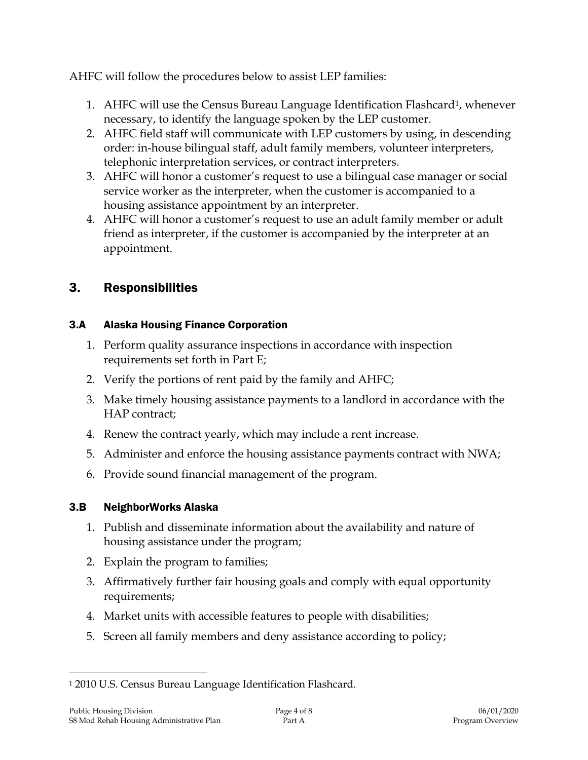AHFC will follow the procedures below to assist LEP families:

1. AHFC will use the Census Bureau Language Identification Flashcard[1], whenever necessary, to identify the language spoken by the LEP customer.
2. AHFC field staff will communicate with LEP customers by using, in descending order: in-house bilingual staff, adult family members, volunteer interpreters, telephonic interpretation services, or contract interpreters.
3. AHFC will honor a customer's request to use a bilingual case manager or social service worker as the interpreter, when the customer is accompanied to a housing assistance appointment by an interpreter.
4. AHFC will honor a customer's request to use an adult family member or adult friend as interpreter, if the customer is accompanied by the interpreter at an appointment.

## 3. Responsibilities

### 3.A Alaska Housing Finance Corporation

1. Perform quality assurance inspections in accordance with inspection requirements set forth in Part E;
2. Verify the portions of rent paid by the family and AHFC;
3. Make timely housing assistance payments to a landlord in accordance with the HAP contract;
4. Renew the contract yearly, which may include a rent increase.
5. Administer and enforce the housing assistance payments contract with NWA;
6. Provide sound financial management of the program.

### 3.B NeighborWorks Alaska

1. Publish and disseminate information about the availability and nature of housing assistance under the program;
2. Explain the program to families;
3. Affirmatively further fair housing goals and comply with equal opportunity requirements;
4. Market units with accessible features to people with disabilities;
5. Screen all family members and deny assistance according to policy;

---

[1] 2010 U.S. Census Bureau Language Identification Flashcard.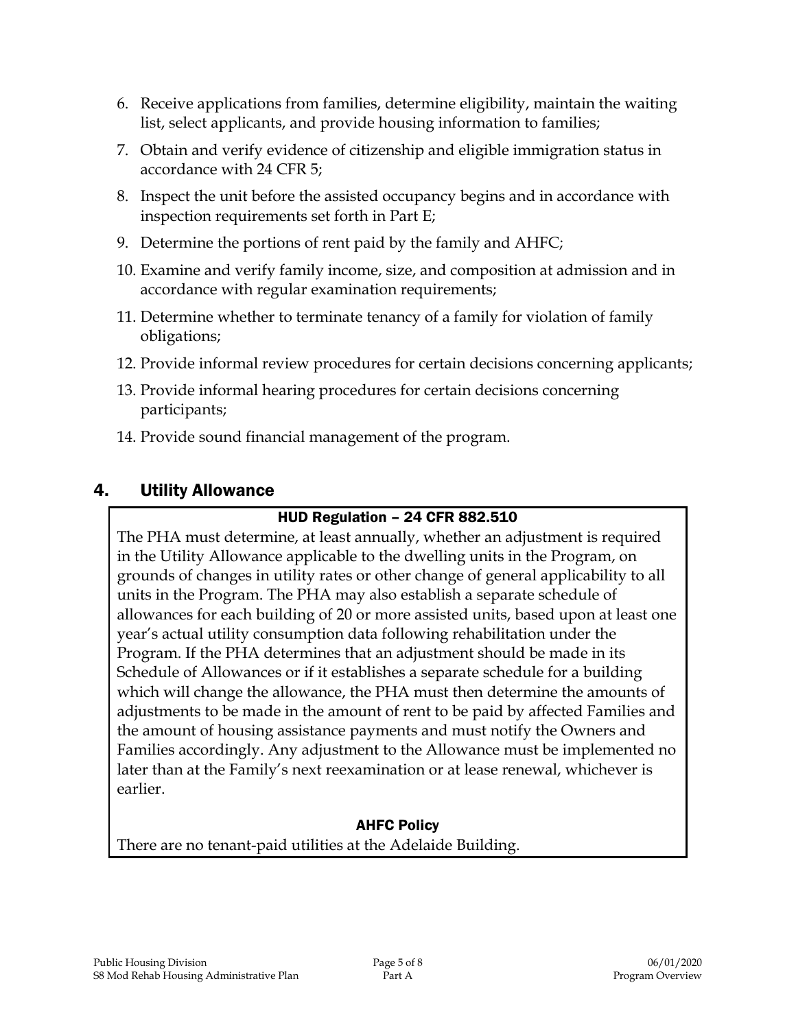6. Receive applications from families, determine eligibility, maintain the waiting list, select applicants, and provide housing information to families;
7. Obtain and verify evidence of citizenship and eligible immigration status in accordance with 24 CFR 5;
8. Inspect the unit before the assisted occupancy begins and in accordance with inspection requirements set forth in Part E;
9. Determine the portions of rent paid by the family and AHFC;
10. Examine and verify family income, size, and composition at admission and in accordance with regular examination requirements;
11. Determine whether to terminate tenancy of a family for violation of family obligations;
12. Provide informal review procedures for certain decisions concerning applicants;
13. Provide informal hearing procedures for certain decisions concerning participants;
14. Provide sound financial management of the program.

## 4. Utility Allowance

**HUD Regulation – 24 CFR 882.510**

The PHA must determine, at least annually, whether an adjustment is required in the Utility Allowance applicable to the dwelling units in the Program, on grounds of changes in utility rates or other change of general applicability to all units in the Program. The PHA may also establish a separate schedule of allowances for each building of 20 or more assisted units, based upon at least one year's actual utility consumption data following rehabilitation under the Program. If the PHA determines that an adjustment should be made in its Schedule of Allowances or if it establishes a separate schedule for a building which will change the allowance, the PHA must then determine the amounts of adjustments to be made in the amount of rent to be paid by affected Families and the amount of housing assistance payments and must notify the Owners and Families accordingly. Any adjustment to the Allowance must be implemented no later than at the Family's next reexamination or at lease renewal, whichever is earlier.

**AHFC Policy**

There are no tenant-paid utilities at the Adelaide Building.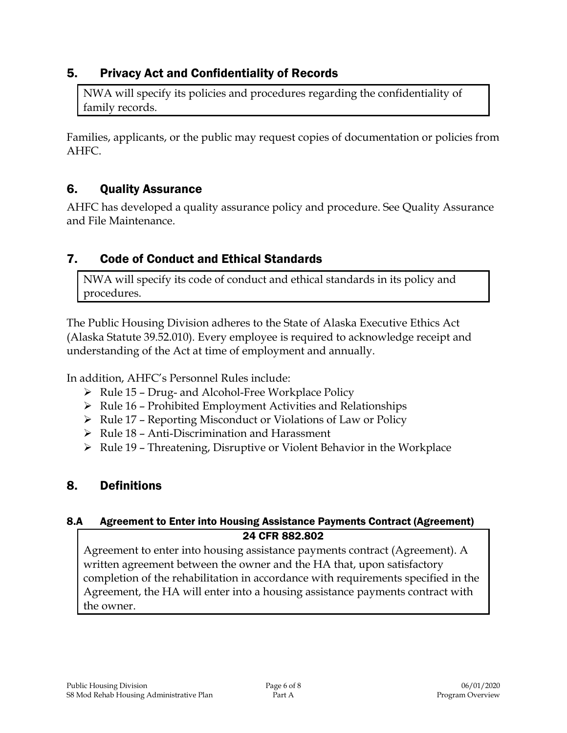## 5. Privacy Act and Confidentiality of Records

NWA will specify its policies and procedures regarding the confidentiality of family records.

Families, applicants, or the public may request copies of documentation or policies from AHFC.

## 6. Quality Assurance

AHFC has developed a quality assurance policy and procedure. See Quality Assurance and File Maintenance.

## 7. Code of Conduct and Ethical Standards

NWA will specify its code of conduct and ethical standards in its policy and procedures.

The Public Housing Division adheres to the State of Alaska Executive Ethics Act (Alaska Statute 39.52.010). Every employee is required to acknowledge receipt and understanding of the Act at time of employment and annually.

In addition, AHFC's Personnel Rules include:

- Rule 15 – Drug- and Alcohol-Free Workplace Policy
- Rule 16 – Prohibited Employment Activities and Relationships
- Rule 17 – Reporting Misconduct or Violations of Law or Policy
- Rule 18 – Anti-Discrimination and Harassment
- Rule 19 – Threatening, Disruptive or Violent Behavior in the Workplace

## 8. Definitions

### 8.A Agreement to Enter into Housing Assistance Payments Contract (Agreement)

**24 CFR 882.802**

Agreement to enter into housing assistance payments contract (Agreement). A written agreement between the owner and the HA that, upon satisfactory completion of the rehabilitation in accordance with requirements specified in the Agreement, the HA will enter into a housing assistance payments contract with the owner.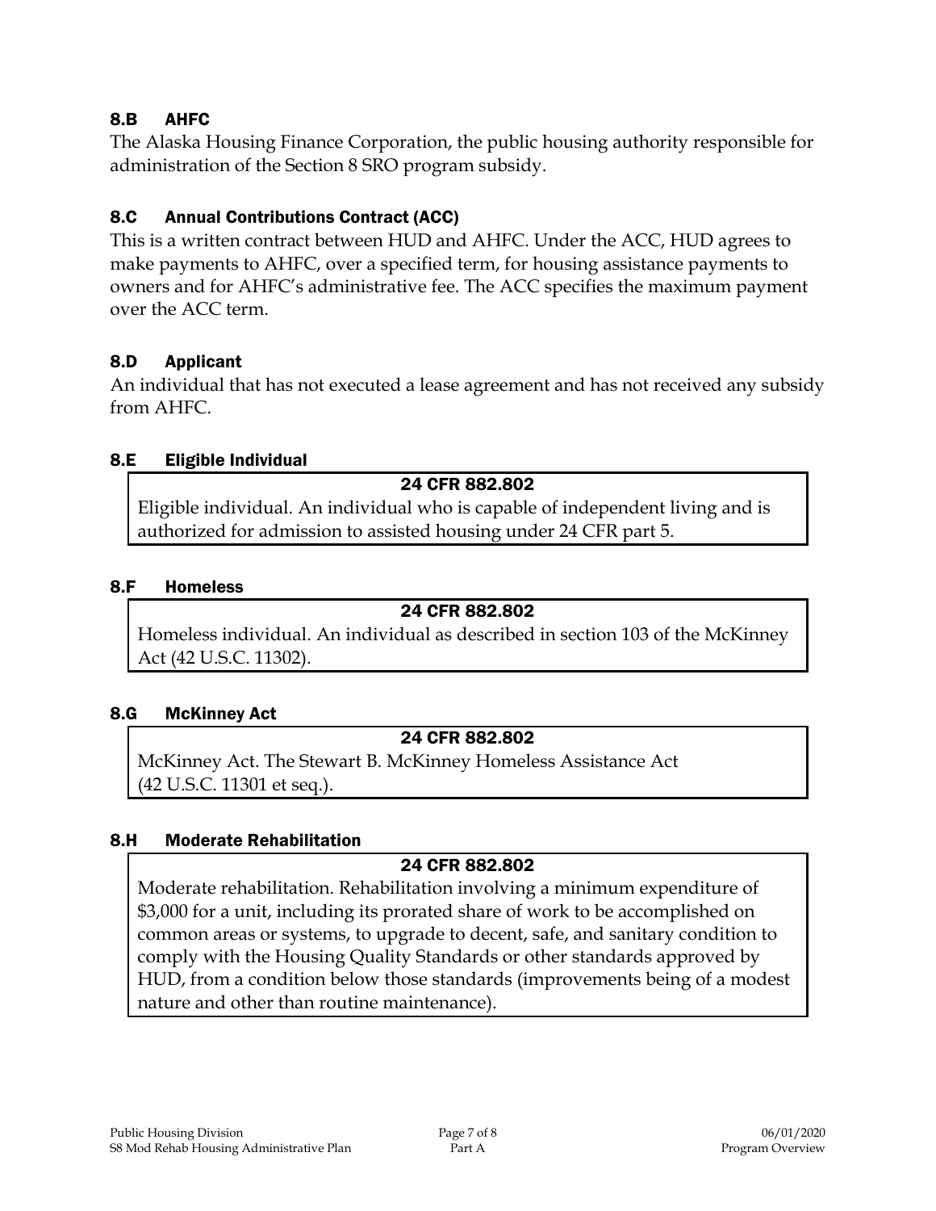### 8.B AHFC

The Alaska Housing Finance Corporation, the public housing authority responsible for administration of the Section 8 SRO program subsidy.

### 8.C Annual Contributions Contract (ACC)

This is a written contract between HUD and AHFC. Under the ACC, HUD agrees to make payments to AHFC, over a specified term, for housing assistance payments to owners and for AHFC's administrative fee. The ACC specifies the maximum payment over the ACC term.

### 8.D Applicant

An individual that has not executed a lease agreement and has not received any subsidy from AHFC.

### 8.E Eligible Individual

> **24 CFR 882.802**
>
> Eligible individual. An individual who is capable of independent living and is authorized for admission to assisted housing under 24 CFR part 5.

### 8.F Homeless

> **24 CFR 882.802**
>
> Homeless individual. An individual as described in section 103 of the McKinney Act (42 U.S.C. 11302).

### 8.G McKinney Act

> **24 CFR 882.802**
>
> McKinney Act. The Stewart B. McKinney Homeless Assistance Act (42 U.S.C. 11301 et seq.).

### 8.H Moderate Rehabilitation

> **24 CFR 882.802**
>
> Moderate rehabilitation. Rehabilitation involving a minimum expenditure of $3,000 for a unit, including its prorated share of work to be accomplished on common areas or systems, to upgrade to decent, safe, and sanitary condition to comply with the Housing Quality Standards or other standards approved by HUD, from a condition below those standards (improvements being of a modest nature and other than routine maintenance).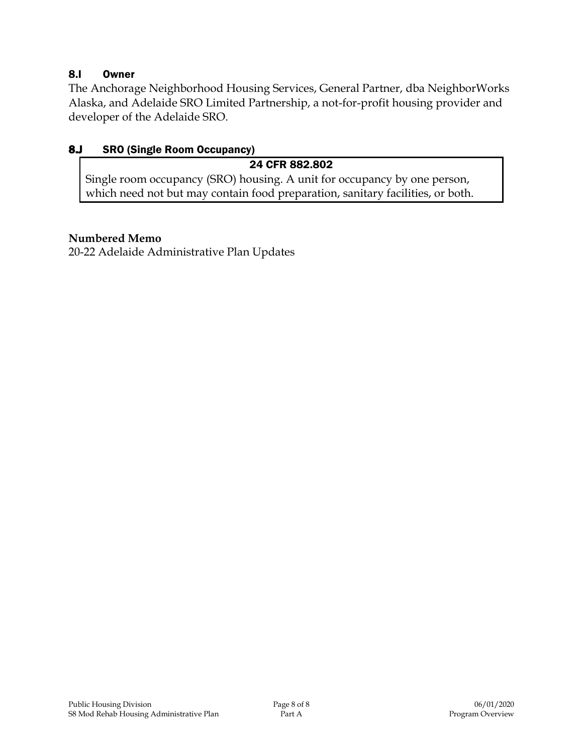### 8.I Owner

The Anchorage Neighborhood Housing Services, General Partner, dba NeighborWorks Alaska, and Adelaide SRO Limited Partnership, a not-for-profit housing provider and developer of the Adelaide SRO.

### 8.J SRO (Single Room Occupancy)

| 24 CFR 882.802 |
| --- |
| Single room occupancy (SRO) housing. A unit for occupancy by one person, which need not but may contain food preparation, sanitary facilities, or both. |

**Numbered Memo**

20-22 Adelaide Administrative Plan Updates